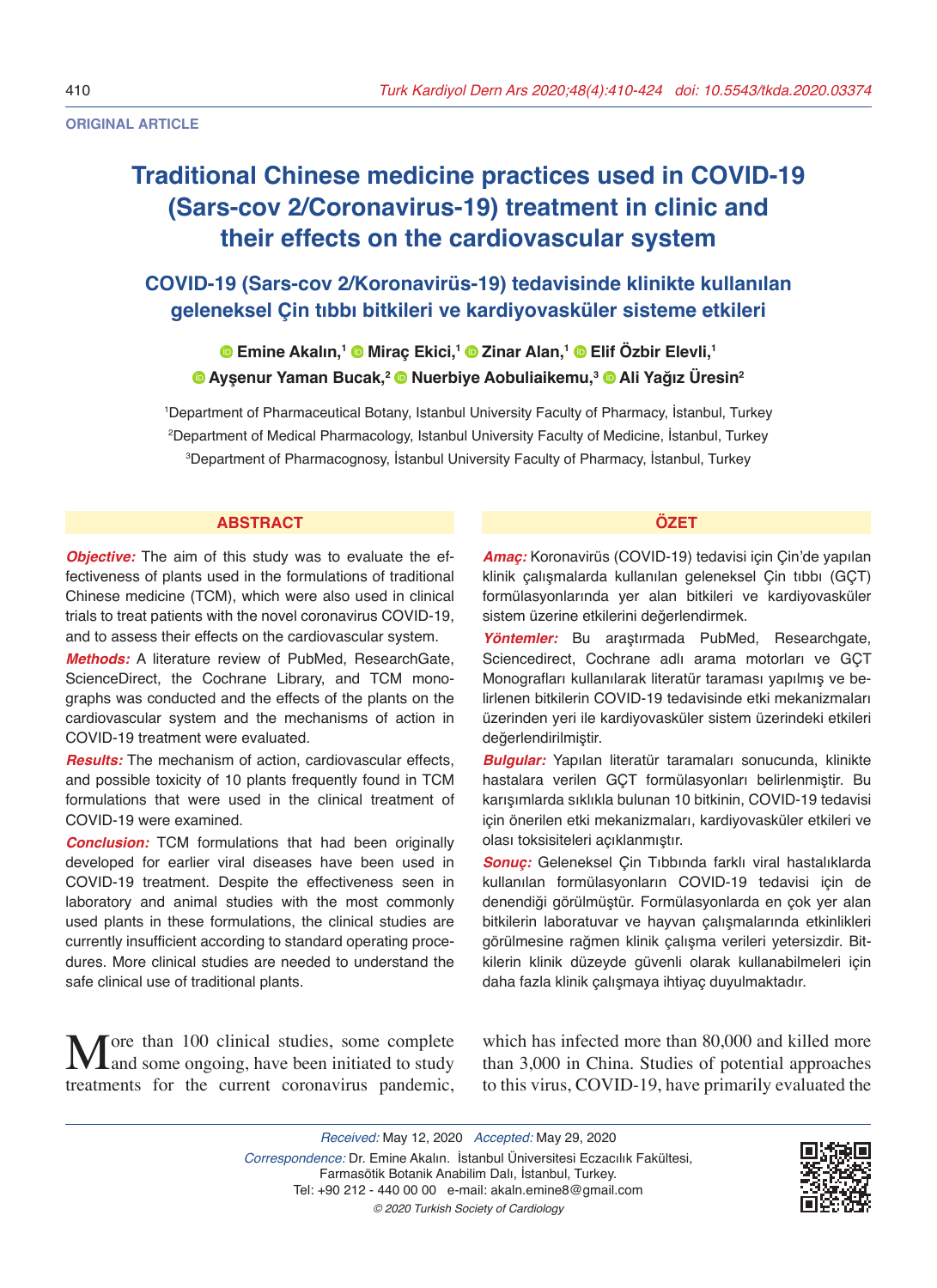ORIGINAL ARTICLE

# Traditional Chinese medicine practices used in COVID-19 (Sars-cov 2/Coronavirus-19) treatment in clinic and their effects on the cardiovascular system

## COVID-19 (Sars-cov 2/Koronavirüs-19) tedavisinde klinikte kullanılan geleneksel Çin tıbbı bitkileri ve kardiyovasküler sisteme etkileri

**Emine Akalın,[1] Miraç Ekici,[1] Zinar Alan,[1] Elif Özbir Elevli,[1] Ayşenur Yaman Bucak,[2] Nuerbiye Aobuliaikemu,[3] Ali Yağız Üresin[2]**

[1]Department of Pharmaceutical Botany, Istanbul University Faculty of Pharmacy, İstanbul, Turkey
[2]Department of Medical Pharmacology, Istanbul University Faculty of Medicine, İstanbul, Turkey
[3]Department of Pharmacognosy, İstanbul University Faculty of Pharmacy, İstanbul, Turkey

### ABSTRACT

***Objective:*** The aim of this study was to evaluate the effectiveness of plants used in the formulations of traditional Chinese medicine (TCM), which were also used in clinical trials to treat patients with the novel coronavirus COVID-19, and to assess their effects on the cardiovascular system.

***Methods:*** A literature review of PubMed, ResearchGate, ScienceDirect, the Cochrane Library, and TCM monographs was conducted and the effects of the plants on the cardiovascular system and the mechanisms of action in COVID-19 treatment were evaluated.

***Results:*** The mechanism of action, cardiovascular effects, and possible toxicity of 10 plants frequently found in TCM formulations that were used in the clinical treatment of COVID-19 were examined.

***Conclusion:*** TCM formulations that had been originally developed for earlier viral diseases have been used in COVID-19 treatment. Despite the effectiveness seen in laboratory and animal studies with the most commonly used plants in these formulations, the clinical studies are currently insufficient according to standard operating procedures. More clinical studies are needed to understand the safe clinical use of traditional plants.

### ÖZET

***Amaç:*** Koronavirüs (COVID-19) tedavisi için Çin'de yapılan klinik çalışmalarda kullanılan geleneksel Çin tıbbı (GÇT) formülasyonlarında yer alan bitkileri ve kardiyovasküler sistem üzerine etkilerini değerlendirmek.

***Yöntemler:*** Bu araştırmada PubMed, Researchgate, Sciencedirect, Cochrane adlı arama motorları ve GÇT Monografları kullanılarak literatür taraması yapılmış ve belirlenen bitkilerin COVID-19 tedavisinde etki mekanizmaları üzerinden yeri ile kardiyovasküler sistem üzerindeki etkileri değerlendirilmiştir.

***Bulgular:*** Yapılan literatür taramaları sonucunda, klinikte hastalara verilen GÇT formülasyonları belirlenmiştir. Bu karışımlarda sıklıkla bulunan 10 bitkinin, COVID-19 tedavisi için önerilen etki mekanizmaları, kardiyovasküler etkileri ve olası toksisiteleri açıklanmıştır.

***Sonuç:*** Geleneksel Çin Tıbbında farklı viral hastalıklarda kullanılan formülasyonların COVID-19 tedavisi için de denendiği görülmüştür. Formülasyonlarda en çok yer alan bitkilerin laboratuvar ve hayvan çalışmalarında etkinlikleri görülmesine rağmen klinik çalışma verileri yetersizdir. Bitkilerin klinik düzeyde güvenli olarak kullanabilmeleri için daha fazla klinik çalışmaya ihtiyaç duyulmaktadır.

More than 100 clinical studies, some complete and some ongoing, have been initiated to study treatments for the current coronavirus pandemic, which has infected more than 80,000 and killed more than 3,000 in China. Studies of potential approaches to this virus, COVID-19, have primarily evaluated the

*Received:* May 12, 2020 *Accepted:* May 29, 2020
*Correspondence:* Dr. Emine Akalın. İstanbul Üniversitesi Eczacılık Fakültesi, Farmasötik Botanik Anabilim Dalı, İstanbul, Turkey.
Tel: +90 212 - 440 00 00 e-mail: akaln.emine8@gmail.com
*© 2020 Turkish Society of Cardiology*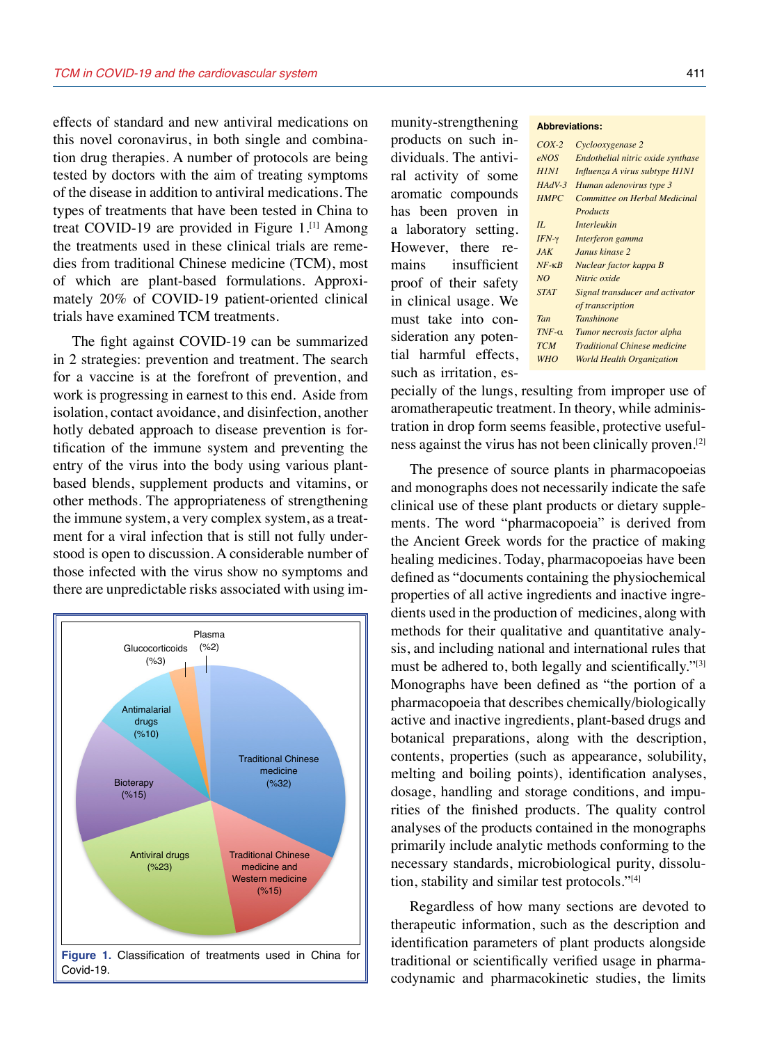effects of standard and new antiviral medications on this novel coronavirus, in both single and combination drug therapies. A number of protocols are being tested by doctors with the aim of treating symptoms of the disease in addition to antiviral medications. The types of treatments that have been tested in China to treat COVID-19 are provided in Figure 1.[1] Among the treatments used in these clinical trials are remedies from traditional Chinese medicine (TCM), most of which are plant-based formulations. Approximately 20% of COVID-19 patient-oriented clinical trials have examined TCM treatments.

The fight against COVID-19 can be summarized in 2 strategies: prevention and treatment. The search for a vaccine is at the forefront of prevention, and work is progressing in earnest to this end. Aside from isolation, contact avoidance, and disinfection, another hotly debated approach to disease prevention is fortification of the immune system and preventing the entry of the virus into the body using various plant-based blends, supplement products and vitamins, or other methods. The appropriateness of strengthening the immune system, a very complex system, as a treatment for a viral infection that is still not fully understood is open to discussion. A considerable number of those infected with the virus show no symptoms and there are unpredictable risks associated with using immunity-strengthening products on such individuals. The antiviral activity of some aromatic compounds has been proven in a laboratory setting. However, there remains insufficient proof of their safety in clinical usage. We must take into consideration any potential harmful effects, such as irritation, especially of the lungs, resulting from improper use of aromatherapeutic treatment. In theory, while administration in drop form seems feasible, protective usefulness against the virus has not been clinically proven.[2]

Figure 1. Classification of treatments used in China for Covid-19.

| Treatment | Percentage |
|---|---|
| Traditional Chinese medicine | %32 |
| Antiviral drugs | %23 |
| Traditional Chinese medicine and Western medicine | %15 |
| Bioterapy | %15 |
| Antimalarial drugs | %10 |
| Glucocorticoids | %3 |
| Plasma | %2 |

**Abbreviations:**

| | |
|---|---|
| *COX-2* | *Cyclooxygenase 2* |
| *eNOS* | *Endothelial nitric oxide synthase* |
| *H1N1* | *Influenza A virus subtype H1N1* |
| *HAdV-3* | *Human adenovirus type 3* |
| *HMPC* | *Committee on Herbal Medicinal Products* |
| *IL* | *Interleukin* |
| *IFN-γ* | *Interferon gamma* |
| *JAK* | *Janus kinase 2* |
| *NF-κB* | *Nuclear factor kappa B* |
| *NO* | *Nitric oxide* |
| *STAT* | *Signal transducer and activator of transcription* |
| *Tan* | *Tanshinone* |
| *TNF-α* | *Tumor necrosis factor alpha* |
| *TCM* | *Traditional Chinese medicine* |
| *WHO* | *World Health Organization* |

The presence of source plants in pharmacopoeias and monographs does not necessarily indicate the safe clinical use of these plant products or dietary supplements. The word "pharmacopoeia" is derived from the Ancient Greek words for the practice of making healing medicines. Today, pharmacopoeias have been defined as "documents containing the physiochemical properties of all active ingredients and inactive ingredients used in the production of medicines, along with methods for their qualitative and quantitative analysis, and including national and international rules that must be adhered to, both legally and scientifically."[3] Monographs have been defined as "the portion of a pharmacopoeia that describes chemically/biologically active and inactive ingredients, plant-based drugs and botanical preparations, along with the description, contents, properties (such as appearance, solubility, melting and boiling points), identification analyses, dosage, handling and storage conditions, and impurities of the finished products. The quality control analyses of the products contained in the monographs primarily include analytic methods conforming to the necessary standards, microbiological purity, dissolution, stability and similar test protocols."[4]

Regardless of how many sections are devoted to therapeutic information, such as the description and identification parameters of plant products alongside traditional or scientifically verified usage in pharmacodynamic and pharmacokinetic studies, the limits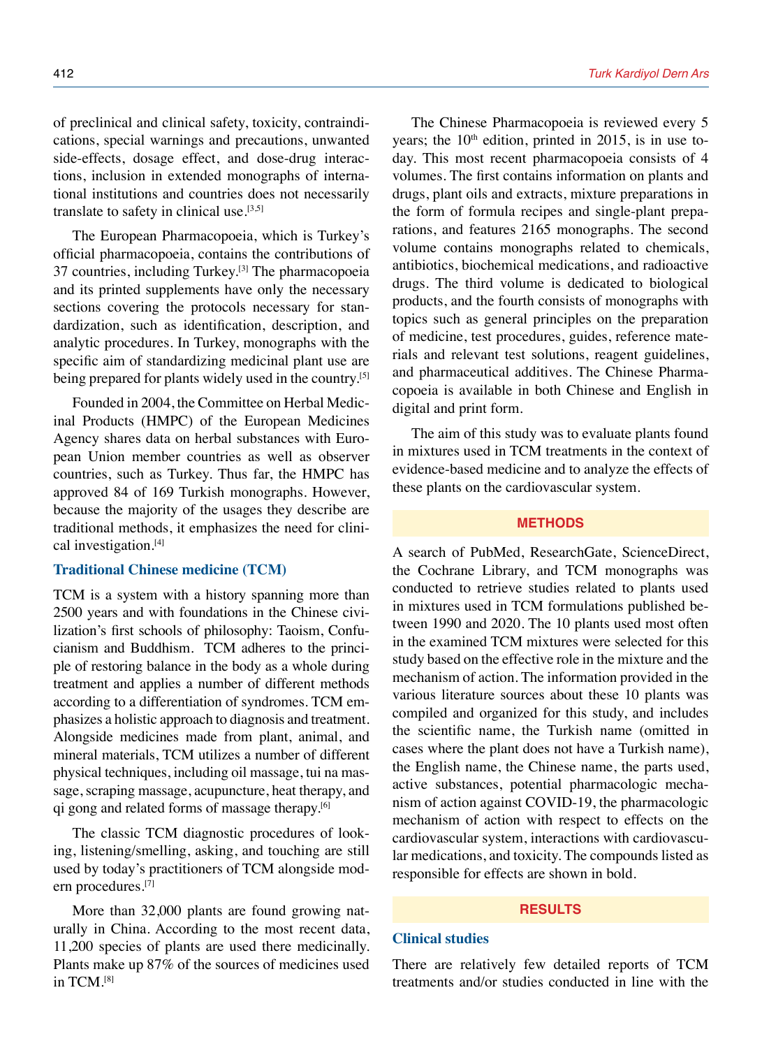of preclinical and clinical safety, toxicity, contraindications, special warnings and precautions, unwanted side-effects, dosage effect, and dose-drug interactions, inclusion in extended monographs of international institutions and countries does not necessarily translate to safety in clinical use.[3,5]

The European Pharmacopoeia, which is Turkey's official pharmacopoeia, contains the contributions of 37 countries, including Turkey.[3] The pharmacopoeia and its printed supplements have only the necessary sections covering the protocols necessary for standardization, such as identification, description, and analytic procedures. In Turkey, monographs with the specific aim of standardizing medicinal plant use are being prepared for plants widely used in the country.[5]

Founded in 2004, the Committee on Herbal Medicinal Products (HMPC) of the European Medicines Agency shares data on herbal substances with European Union member countries as well as observer countries, such as Turkey. Thus far, the HMPC has approved 84 of 169 Turkish monographs. However, because the majority of the usages they describe are traditional methods, it emphasizes the need for clinical investigation.[4]

### Traditional Chinese medicine (TCM)

TCM is a system with a history spanning more than 2500 years and with foundations in the Chinese civilization's first schools of philosophy: Taoism, Confucianism and Buddhism. TCM adheres to the principle of restoring balance in the body as a whole during treatment and applies a number of different methods according to a differentiation of syndromes. TCM emphasizes a holistic approach to diagnosis and treatment. Alongside medicines made from plant, animal, and mineral materials, TCM utilizes a number of different physical techniques, including oil massage, tui na massage, scraping massage, acupuncture, heat therapy, and qi gong and related forms of massage therapy.[6]

The classic TCM diagnostic procedures of looking, listening/smelling, asking, and touching are still used by today's practitioners of TCM alongside modern procedures.[7]

More than 32,000 plants are found growing naturally in China. According to the most recent data, 11,200 species of plants are used there medicinally. Plants make up 87% of the sources of medicines used in TCM.[8]

The Chinese Pharmacopoeia is reviewed every 5 years; the 10th edition, printed in 2015, is in use today. This most recent pharmacopoeia consists of 4 volumes. The first contains information on plants and drugs, plant oils and extracts, mixture preparations in the form of formula recipes and single-plant preparations, and features 2165 monographs. The second volume contains monographs related to chemicals, antibiotics, biochemical medications, and radioactive drugs. The third volume is dedicated to biological products, and the fourth consists of monographs with topics such as general principles on the preparation of medicine, test procedures, guides, reference materials and relevant test solutions, reagent guidelines, and pharmaceutical additives. The Chinese Pharmacopoeia is available in both Chinese and English in digital and print form.

The aim of this study was to evaluate plants found in mixtures used in TCM treatments in the context of evidence-based medicine and to analyze the effects of these plants on the cardiovascular system.

## METHODS

A search of PubMed, ResearchGate, ScienceDirect, the Cochrane Library, and TCM monographs was conducted to retrieve studies related to plants used in mixtures used in TCM formulations published between 1990 and 2020. The 10 plants used most often in the examined TCM mixtures were selected for this study based on the effective role in the mixture and the mechanism of action. The information provided in the various literature sources about these 10 plants was compiled and organized for this study, and includes the scientific name, the Turkish name (omitted in cases where the plant does not have a Turkish name), the English name, the Chinese name, the parts used, active substances, potential pharmacologic mechanism of action against COVID-19, the pharmacologic mechanism of action with respect to effects on the cardiovascular system, interactions with cardiovascular medications, and toxicity. The compounds listed as responsible for effects are shown in bold.

## RESULTS

### Clinical studies

There are relatively few detailed reports of TCM treatments and/or studies conducted in line with the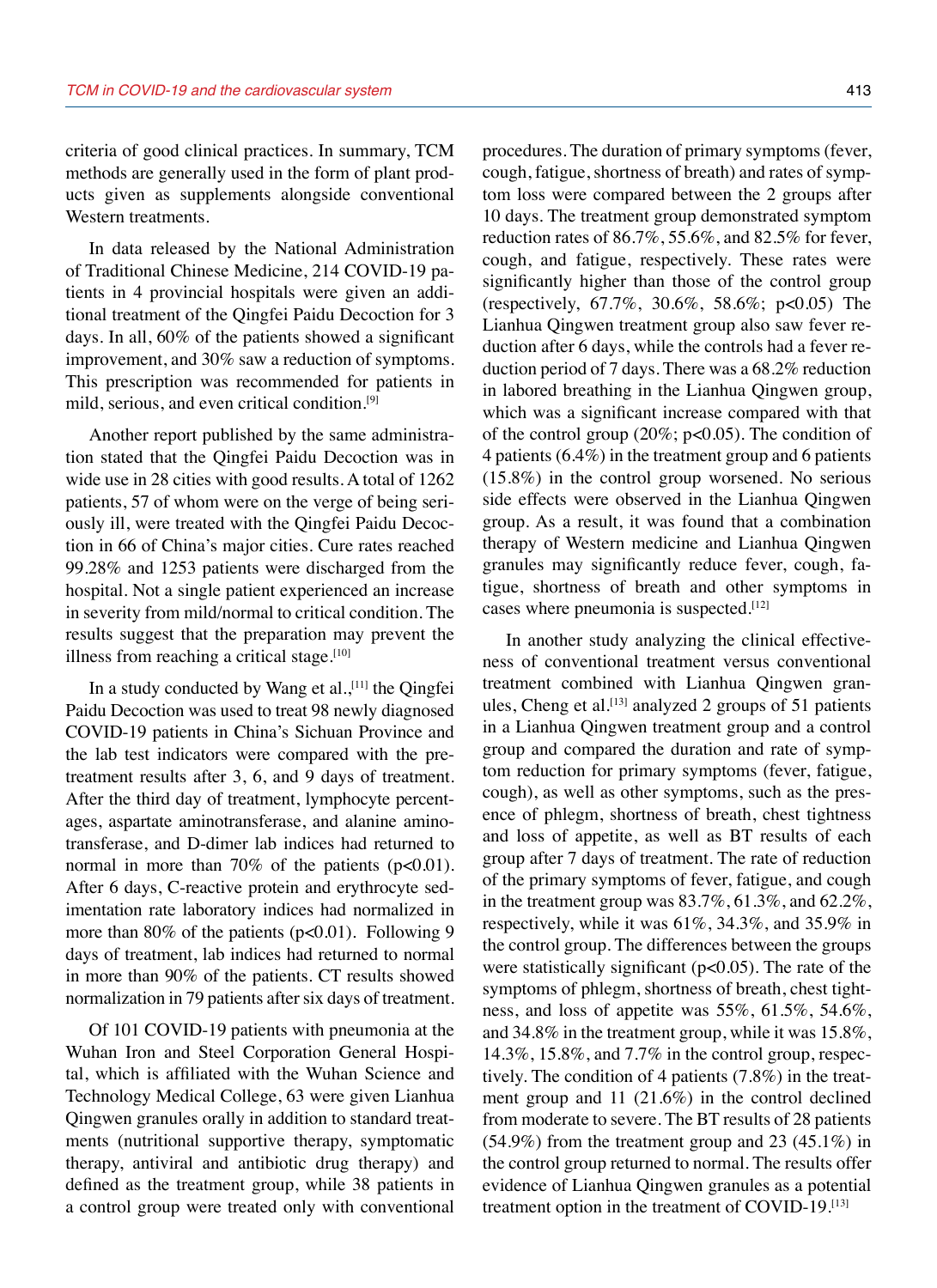criteria of good clinical practices. In summary, TCM methods are generally used in the form of plant products given as supplements alongside conventional Western treatments.

In data released by the National Administration of Traditional Chinese Medicine, 214 COVID-19 patients in 4 provincial hospitals were given an additional treatment of the Qingfei Paidu Decoction for 3 days. In all, 60% of the patients showed a significant improvement, and 30% saw a reduction of symptoms. This prescription was recommended for patients in mild, serious, and even critical condition.[9]

Another report published by the same administration stated that the Qingfei Paidu Decoction was in wide use in 28 cities with good results. A total of 1262 patients, 57 of whom were on the verge of being seriously ill, were treated with the Qingfei Paidu Decoction in 66 of China's major cities. Cure rates reached 99.28% and 1253 patients were discharged from the hospital. Not a single patient experienced an increase in severity from mild/normal to critical condition. The results suggest that the preparation may prevent the illness from reaching a critical stage.[10]

In a study conducted by Wang et al.,[11] the Qingfei Paidu Decoction was used to treat 98 newly diagnosed COVID-19 patients in China's Sichuan Province and the lab test indicators were compared with the pre-treatment results after 3, 6, and 9 days of treatment. After the third day of treatment, lymphocyte percentages, aspartate aminotransferase, and alanine aminotransferase, and D-dimer lab indices had returned to normal in more than 70% of the patients ($p<0.01$). After 6 days, C-reactive protein and erythrocyte sedimentation rate laboratory indices had normalized in more than 80% of the patients ($p<0.01$). Following 9 days of treatment, lab indices had returned to normal in more than 90% of the patients. CT results showed normalization in 79 patients after six days of treatment.

Of 101 COVID-19 patients with pneumonia at the Wuhan Iron and Steel Corporation General Hospital, which is affiliated with the Wuhan Science and Technology Medical College, 63 were given Lianhua Qingwen granules orally in addition to standard treatments (nutritional supportive therapy, symptomatic therapy, antiviral and antibiotic drug therapy) and defined as the treatment group, while 38 patients in a control group were treated only with conventional procedures. The duration of primary symptoms (fever, cough, fatigue, shortness of breath) and rates of symptom loss were compared between the 2 groups after 10 days. The treatment group demonstrated symptom reduction rates of 86.7%, 55.6%, and 82.5% for fever, cough, and fatigue, respectively. These rates were significantly higher than those of the control group (respectively, 67.7%, 30.6%, 58.6%; $p<0.05$) The Lianhua Qingwen treatment group also saw fever reduction after 6 days, while the controls had a fever reduction period of 7 days. There was a 68.2% reduction in labored breathing in the Lianhua Qingwen group, which was a significant increase compared with that of the control group (20%; $p<0.05$). The condition of 4 patients (6.4%) in the treatment group and 6 patients (15.8%) in the control group worsened. No serious side effects were observed in the Lianhua Qingwen group. As a result, it was found that a combination therapy of Western medicine and Lianhua Qingwen granules may significantly reduce fever, cough, fatigue, shortness of breath and other symptoms in cases where pneumonia is suspected.[12]

In another study analyzing the clinical effectiveness of conventional treatment versus conventional treatment combined with Lianhua Qingwen granules, Cheng et al.[13] analyzed 2 groups of 51 patients in a Lianhua Qingwen treatment group and a control group and compared the duration and rate of symptom reduction for primary symptoms (fever, fatigue, cough), as well as other symptoms, such as the presence of phlegm, shortness of breath, chest tightness and loss of appetite, as well as BT results of each group after 7 days of treatment. The rate of reduction of the primary symptoms of fever, fatigue, and cough in the treatment group was 83.7%, 61.3%, and 62.2%, respectively, while it was 61%, 34.3%, and 35.9% in the control group. The differences between the groups were statistically significant ($p<0.05$). The rate of the symptoms of phlegm, shortness of breath, chest tightness, and loss of appetite was 55%, 61.5%, 54.6%, and 34.8% in the treatment group, while it was 15.8%, 14.3%, 15.8%, and 7.7% in the control group, respectively. The condition of 4 patients (7.8%) in the treatment group and 11 (21.6%) in the control declined from moderate to severe. The BT results of 28 patients (54.9%) from the treatment group and 23 (45.1%) in the control group returned to normal. The results offer evidence of Lianhua Qingwen granules as a potential treatment option in the treatment of COVID-19.[13]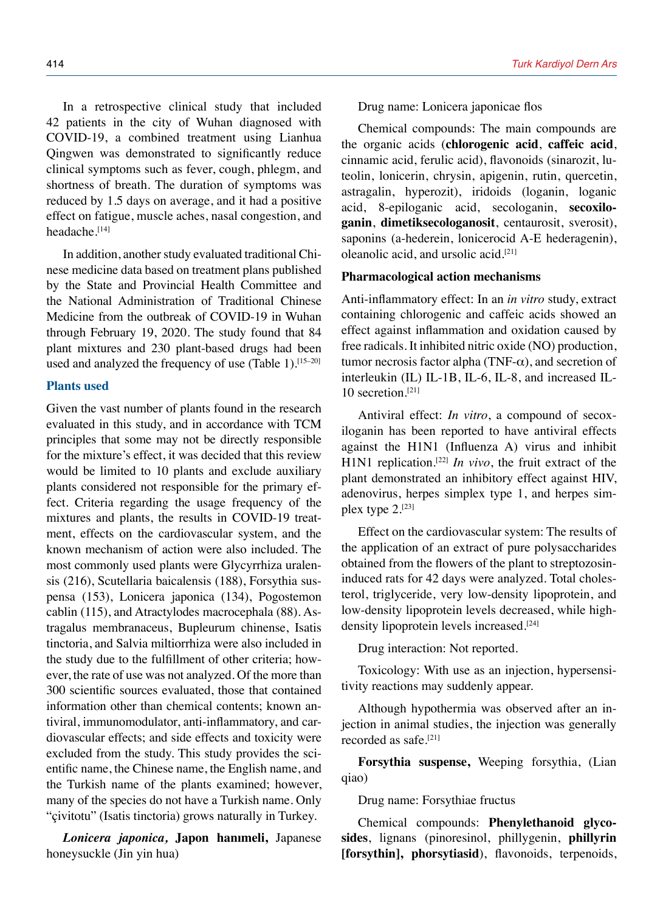In a retrospective clinical study that included 42 patients in the city of Wuhan diagnosed with COVID-19, a combined treatment using Lianhua Qingwen was demonstrated to significantly reduce clinical symptoms such as fever, cough, phlegm, and shortness of breath. The duration of symptoms was reduced by 1.5 days on average, and it had a positive effect on fatigue, muscle aches, nasal congestion, and headache.[14]

In addition, another study evaluated traditional Chinese medicine data based on treatment plans published by the State and Provincial Health Committee and the National Administration of Traditional Chinese Medicine from the outbreak of COVID-19 in Wuhan through February 19, 2020. The study found that 84 plant mixtures and 230 plant-based drugs had been used and analyzed the frequency of use (Table 1).[15–20]

## Plants used

Given the vast number of plants found in the research evaluated in this study, and in accordance with TCM principles that some may not be directly responsible for the mixture's effect, it was decided that this review would be limited to 10 plants and exclude auxiliary plants considered not responsible for the primary effect. Criteria regarding the usage frequency of the mixtures and plants, the results in COVID-19 treatment, effects on the cardiovascular system, and the known mechanism of action were also included. The most commonly used plants were Glycyrrhiza uralensis (216), Scutellaria baicalensis (188), Forsythia suspensa (153), Lonicera japonica (134), Pogostemon cablin (115), and Atractylodes macrocephala (88). Astragalus membranaceus, Bupleurum chinense, Isatis tinctoria, and Salvia miltiorrhiza were also included in the study due to the fulfillment of other criteria; however, the rate of use was not analyzed. Of the more than 300 scientific sources evaluated, those that contained information other than chemical contents; known antiviral, immunomodulator, anti-inflammatory, and cardiovascular effects; and side effects and toxicity were excluded from the study. This study provides the scientific name, the Chinese name, the English name, and the Turkish name of the plants examined; however, many of the species do not have a Turkish name. Only "çivitotu" (Isatis tinctoria) grows naturally in Turkey.

***Lonicera japonica,*** **Japon hanımeli,** Japanese honeysuckle (Jin yin hua)

Drug name: Lonicera japonicae flos

Chemical compounds: The main compounds are the organic acids (**chlorogenic acid**, **caffeic acid**, cinnamic acid, ferulic acid), flavonoids (sinarozit, luteolin, lonicerin, chrysin, apigenin, rutin, quercetin, astragalin, hyperozit), iridoids (loganin, loganic acid, 8-epiloganic acid, secologanin, **secoxiloganin**, **dimetiksecologanosit**, centaurosit, sverosit), saponins (a-hederein, lonicerocid A-E hederagenin), oleanolic acid, and ursolic acid.[21]

### Pharmacological action mechanisms

Anti-inflammatory effect: In an *in vitro* study, extract containing chlorogenic and caffeic acids showed an effect against inflammation and oxidation caused by free radicals. It inhibited nitric oxide (NO) production, tumor necrosis factor alpha (TNF-$\alpha$), and secretion of interleukin (IL) IL-1B, IL-6, IL-8, and increased IL-10 secretion.[21]

Antiviral effect: *In vitro*, a compound of secoxiloganin has been reported to have antiviral effects against the H1N1 (Influenza A) virus and inhibit H1N1 replication.[22] *In vivo*, the fruit extract of the plant demonstrated an inhibitory effect against HIV, adenovirus, herpes simplex type 1, and herpes simplex type 2.[23]

Effect on the cardiovascular system: The results of the application of an extract of pure polysaccharides obtained from the flowers of the plant to streptozosin-induced rats for 42 days were analyzed. Total cholesterol, triglyceride, very low-density lipoprotein, and low-density lipoprotein levels decreased, while high-density lipoprotein levels increased.[24]

Drug interaction: Not reported.

Toxicology: With use as an injection, hypersensitivity reactions may suddenly appear.

Although hypothermia was observed after an injection in animal studies, the injection was generally recorded as safe.[21]

**Forsythia suspense,** Weeping forsythia, (Lian qiao)

Drug name: Forsythiae fructus

Chemical compounds: **Phenylethanoid glycosides**, lignans (pinoresinol, phillygenin, **phillyrin [forsythin], phorsytiasid**), flavonoids, terpenoids,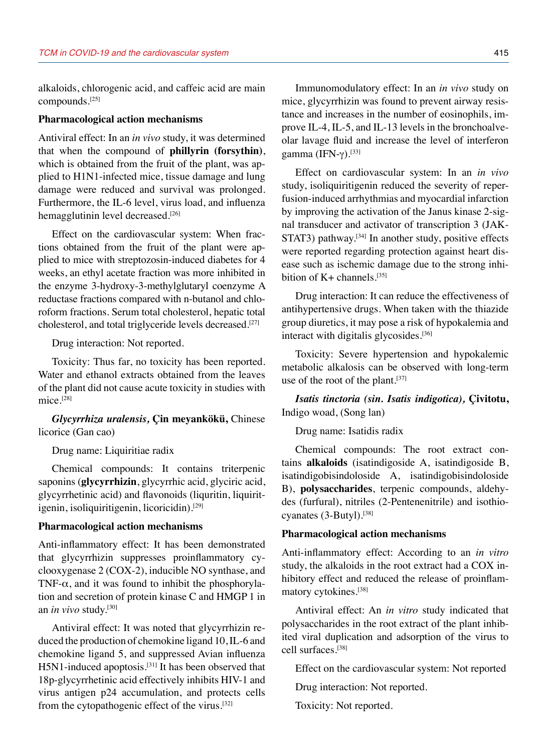alkaloids, chlorogenic acid, and caffeic acid are main compounds.[25]

### Pharmacological action mechanisms

Antiviral effect: In an *in vivo* study, it was determined that when the compound of **phillyrin (forsythin)**, which is obtained from the fruit of the plant, was applied to H1N1-infected mice, tissue damage and lung damage were reduced and survival was prolonged. Furthermore, the IL-6 level, virus load, and influenza hemagglutinin level decreased.[26]

Effect on the cardiovascular system: When fractions obtained from the fruit of the plant were applied to mice with streptozosin-induced diabetes for 4 weeks, an ethyl acetate fraction was more inhibited in the enzyme 3-hydroxy-3-methylglutaryl coenzyme A reductase fractions compared with n-butanol and chloroform fractions. Serum total cholesterol, hepatic total cholesterol, and total triglyceride levels decreased.[27]

Drug interaction: Not reported.

Toxicity: Thus far, no toxicity has been reported. Water and ethanol extracts obtained from the leaves of the plant did not cause acute toxicity in studies with mice.[28]

***Glycyrrhiza uralensis*, Çin meyankökü,** Chinese licorice (Gan cao)

Drug name: Liquiritiae radix

Chemical compounds: It contains triterpenic saponins (**glycyrrhizin**, glycyrrhic acid, glyciric acid, glycyrrhetinic acid) and flavonoids (liquritin, liquiritigenin, isoliquiritigenin, licoricidin).[29]

### Pharmacological action mechanisms

Anti-inflammatory effect: It has been demonstrated that glycyrrhizin suppresses proinflammatory cyclooxygenase 2 (COX-2), inducible NO synthase, and TNF-α, and it was found to inhibit the phosphorylation and secretion of protein kinase C and HMGP 1 in an *in vivo* study.[30]

Antiviral effect: It was noted that glycyrrhizin reduced the production of chemokine ligand 10, IL-6 and chemokine ligand 5, and suppressed Avian influenza H5N1-induced apoptosis.[31] It has been observed that 18p-glycyrrhetinic acid effectively inhibits HIV-1 and virus antigen p24 accumulation, and protects cells from the cytopathogenic effect of the virus.[32]

Immunomodulatory effect: In an *in vivo* study on mice, glycyrrhizin was found to prevent airway resistance and increases in the number of eosinophils, improve IL-4, IL-5, and IL-13 levels in the bronchoalveolar lavage fluid and increase the level of interferon gamma (IFN-γ).[33]

Effect on cardiovascular system: In an *in vivo* study, isoliquiritigenin reduced the severity of reperfusion-induced arrhythmias and myocardial infarction by improving the activation of the Janus kinase 2-signal transducer and activator of transcription 3 (JAK-STAT3) pathway.[34] In another study, positive effects were reported regarding protection against heart disease such as ischemic damage due to the strong inhibition of K+ channels.[35]

Drug interaction: It can reduce the effectiveness of antihypertensive drugs. When taken with the thiazide group diuretics, it may pose a risk of hypokalemia and interact with digitalis glycosides.[36]

Toxicity: Severe hypertension and hypokalemic metabolic alkalosis can be observed with long-term use of the root of the plant.[37]

***Isatis tinctoria (sin. Isatis indigotica)*, Çivitotu,** Indigo woad, (Song lan)

Drug name: Isatidis radix

Chemical compounds: The root extract contains **alkaloids** (isatindigoside A, isatindigoside B, isatindigobisindoloside A, isatindigobisindoloside B), **polysaccharides**, terpenic compounds, aldehydes (furfural), nitriles (2-Pentenenitrile) and isothiocyanates (3-Butyl).[38]

### Pharmacological action mechanisms

Anti-inflammatory effect: According to an *in vitro* study, the alkaloids in the root extract had a COX inhibitory effect and reduced the release of proinflammatory cytokines.[38]

Antiviral effect: An *in vitro* study indicated that polysaccharides in the root extract of the plant inhibited viral duplication and adsorption of the virus to cell surfaces.[38]

Effect on the cardiovascular system: Not reported

Drug interaction: Not reported.

Toxicity: Not reported.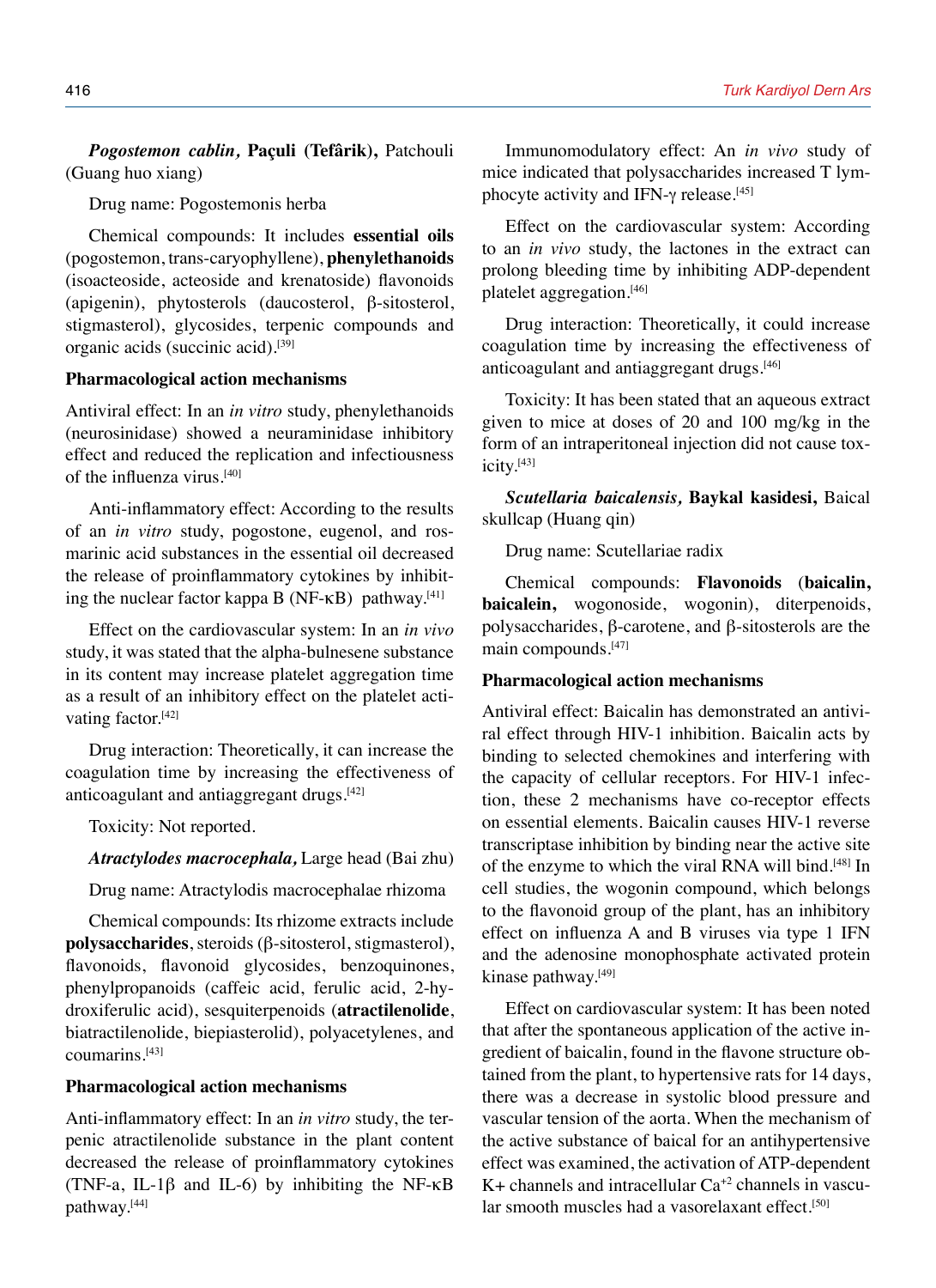***Pogostemon cablin*, Paçuli (Tefârik),** Patchouli (Guang huo xiang)

Drug name: Pogostemonis herba

Chemical compounds: It includes **essential oils** (pogostemon, trans-caryophyllene), **phenylethanoids** (isoacteoside, acteoside and krenatoside) flavonoids (apigenin), phytosterols (daucosterol, β-sitosterol, stigmasterol), glycosides, terpenic compounds and organic acids (succinic acid).[39]

**Pharmacological action mechanisms**

Antiviral effect: In an *in vitro* study, phenylethanoids (neurosinidase) showed a neuraminidase inhibitory effect and reduced the replication and infectiousness of the influenza virus.[40]

Anti-inflammatory effect: According to the results of an *in vitro* study, pogostone, eugenol, and rosmarinic acid substances in the essential oil decreased the release of proinflammatory cytokines by inhibiting the nuclear factor kappa B (NF-κB) pathway.[41]

Effect on the cardiovascular system: In an *in vivo* study, it was stated that the alpha-bulnesene substance in its content may increase platelet aggregation time as a result of an inhibitory effect on the platelet activating factor.[42]

Drug interaction: Theoretically, it can increase the coagulation time by increasing the effectiveness of anticoagulant and antiaggregant drugs.[42]

Toxicity: Not reported.

***Atractylodes macrocephala*,** Large head (Bai zhu)

Drug name: Atractylodis macrocephalae rhizoma

Chemical compounds: Its rhizome extracts include **polysaccharides**, steroids (β-sitosterol, stigmasterol), flavonoids, flavonoid glycosides, benzoquinones, phenylpropanoids (caffeic acid, ferulic acid, 2-hydroxiferulic acid), sesquiterpenoids (**atractilenolide**, biatractilenolide, biepiasterolid), polyacetylenes, and coumarins.[43]

**Pharmacological action mechanisms**

Anti-inflammatory effect: In an *in vitro* study, the terpenic atractilenolide substance in the plant content decreased the release of proinflammatory cytokines (TNF-a, IL-1β and IL-6) by inhibiting the NF-κB pathway.[44]

Immunomodulatory effect: An *in vivo* study of mice indicated that polysaccharides increased T lymphocyte activity and IFN-γ release.[45]

Effect on the cardiovascular system: According to an *in vivo* study, the lactones in the extract can prolong bleeding time by inhibiting ADP-dependent platelet aggregation.[46]

Drug interaction: Theoretically, it could increase coagulation time by increasing the effectiveness of anticoagulant and antiaggregant drugs.[46]

Toxicity: It has been stated that an aqueous extract given to mice at doses of 20 and 100 mg/kg in the form of an intraperitoneal injection did not cause toxicity.[43]

***Scutellaria baicalensis*, Baykal kasidesi,** Baical skullcap (Huang qin)

Drug name: Scutellariae radix

Chemical compounds: **Flavonoids** (**baicalin, baicalein,** wogonoside, wogonin), diterpenoids, polysaccharides, β-carotene, and β-sitosterols are the main compounds.[47]

**Pharmacological action mechanisms**

Antiviral effect: Baicalin has demonstrated an antiviral effect through HIV-1 inhibition. Baicalin acts by binding to selected chemokines and interfering with the capacity of cellular receptors. For HIV-1 infection, these 2 mechanisms have co-receptor effects on essential elements. Baicalin causes HIV-1 reverse transcriptase inhibition by binding near the active site of the enzyme to which the viral RNA will bind.[48] In cell studies, the wogonin compound, which belongs to the flavonoid group of the plant, has an inhibitory effect on influenza A and B viruses via type 1 IFN and the adenosine monophosphate activated protein kinase pathway.[49]

Effect on cardiovascular system: It has been noted that after the spontaneous application of the active ingredient of baicalin, found in the flavone structure obtained from the plant, to hypertensive rats for 14 days, there was a decrease in systolic blood pressure and vascular tension of the aorta. When the mechanism of the active substance of baical for an antihypertensive effect was examined, the activation of ATP-dependent $K^+$ channels and intracellular $Ca^{+2}$ channels in vascular smooth muscles had a vasorelaxant effect.[50]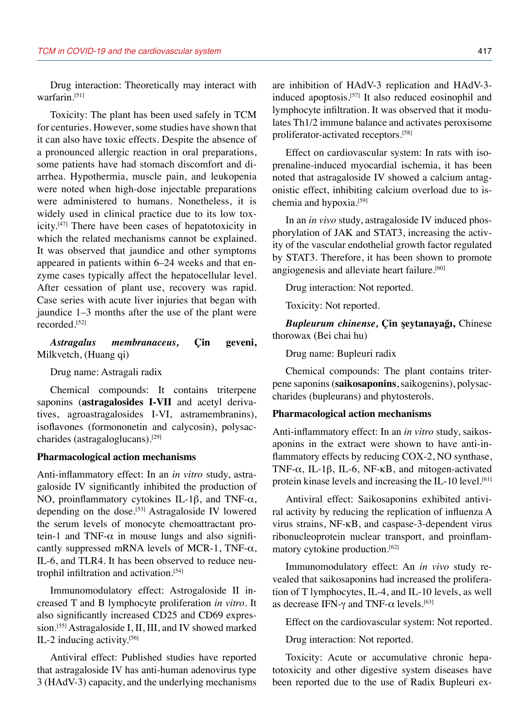Drug interaction: Theoretically may interact with warfarin.[51]

Toxicity: The plant has been used safely in TCM for centuries. However, some studies have shown that it can also have toxic effects. Despite the absence of a pronounced allergic reaction in oral preparations, some patients have had stomach discomfort and diarrhea. Hypothermia, muscle pain, and leukopenia were noted when high-dose injectable preparations were administered to humans. Nonetheless, it is widely used in clinical practice due to its low toxicity.[47] There have been cases of hepatotoxicity in which the related mechanisms cannot be explained. It was observed that jaundice and other symptoms appeared in patients within 6–24 weeks and that enzyme cases typically affect the hepatocellular level. After cessation of plant use, recovery was rapid. Case series with acute liver injuries that began with jaundice 1–3 months after the use of the plant were recorded.[52]

***Astragalus membranaceus*, Çin geveni,** Milkvetch, (Huang qi)

Drug name: Astragali radix

Chemical compounds: It contains triterpene saponins (**astragalosides I-VII** and acetyl derivatives, agroastragalosides I-VI, astramembranins), isoflavones (formononetin and calycosin), polysaccharides (astragaloglucans).[29]

### Pharmacological action mechanisms

Anti-inflammatory effect: In an *in vitro* study, astragaloside IV significantly inhibited the production of NO, proinflammatory cytokines IL-1β, and TNF-α, depending on the dose.[53] Astragaloside IV lowered the serum levels of monocyte chemoattractant protein-1 and TNF-α in mouse lungs and also significantly suppressed mRNA levels of MCR-1, TNF-α, IL-6, and TLR4. It has been observed to reduce neutrophil infiltration and activation.[54]

Immunomodulatory effect: Astrogaloside II increased T and B lymphocyte proliferation *in vitro*. It also significantly increased CD25 and CD69 expression.[55] Astragaloside I, II, III, and IV showed marked IL-2 inducing activity.[56]

Antiviral effect: Published studies have reported that astragaloside IV has anti-human adenovirus type 3 (HAdV-3) capacity, and the underlying mechanisms are inhibition of HAdV-3 replication and HAdV-3-induced apoptosis.[57] It also reduced eosinophil and lymphocyte infiltration. It was observed that it modulates Th1/2 immune balance and activates peroxisome proliferator-activated receptors.[58]

Effect on cardiovascular system: In rats with isoprenaline-induced myocardial ischemia, it has been noted that astragaloside IV showed a calcium antagonistic effect, inhibiting calcium overload due to ischemia and hypoxia.[59]

In an *in vivo* study, astragaloside IV induced phosphorylation of JAK and STAT3, increasing the activity of the vascular endothelial growth factor regulated by STAT3. Therefore, it has been shown to promote angiogenesis and alleviate heart failure.[60]

Drug interaction: Not reported.

Toxicity: Not reported.

***Bupleurum chinense*, Çin şeytanayağı,** Chinese thorowax (Bei chai hu)

Drug name: Bupleuri radix

Chemical compounds: The plant contains triterpene saponins (**saikosaponins**, saikogenins), polysaccharides (bupleurans) and phytosterols.

### Pharmacological action mechanisms

Anti-inflammatory effect: In an *in vitro* study, saikosaponins in the extract were shown to have anti-inflammatory effects by reducing COX-2, NO synthase, TNF-α, IL-1β, IL-6, NF-κB, and mitogen-activated protein kinase levels and increasing the IL-10 level.[61]

Antiviral effect: Saikosaponins exhibited antiviral activity by reducing the replication of influenza A virus strains, NF-κB, and caspase-3-dependent virus ribonucleoprotein nuclear transport, and proinflammatory cytokine production.[62]

Immunomodulatory effect: An *in vivo* study revealed that saikosaponins had increased the proliferation of T lymphocytes, IL-4, and IL-10 levels, as well as decrease IFN-γ and TNF-α levels.[63]

Effect on the cardiovascular system: Not reported.

Drug interaction: Not reported.

Toxicity: Acute or accumulative chronic hepatotoxicity and other digestive system diseases have been reported due to the use of Radix Bupleuri ex-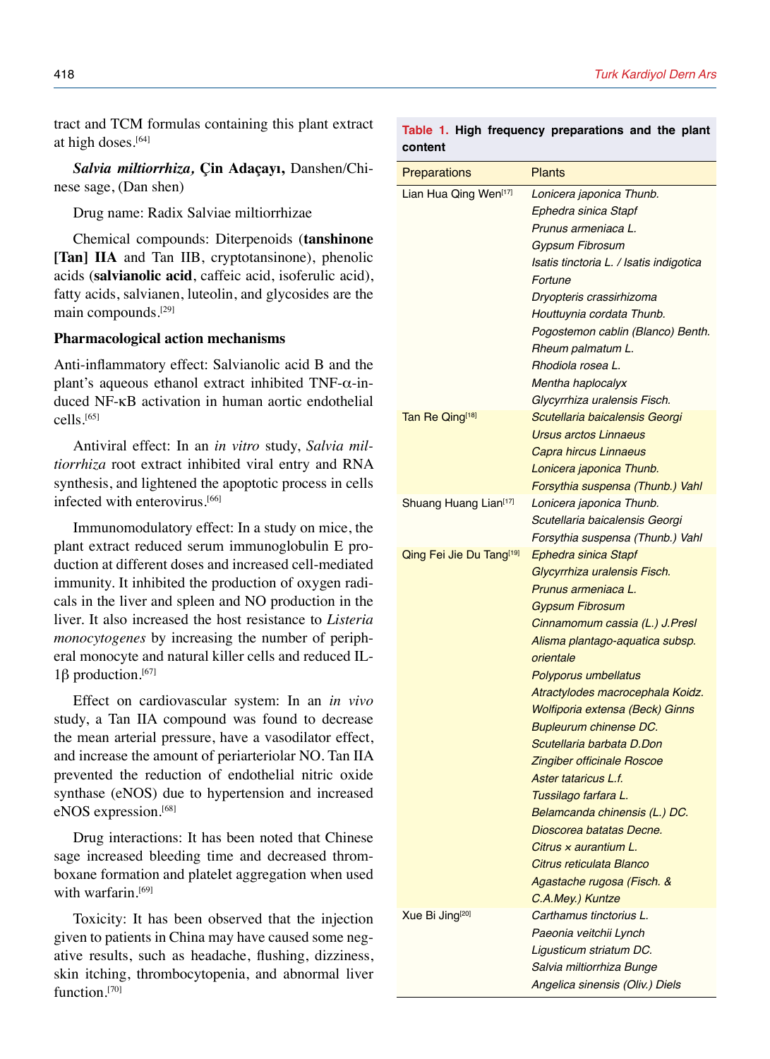tract and TCM formulas containing this plant extract at high doses.[64]

***Salvia miltiorrhiza*, Çin Adaçayı,** Danshen/Chinese sage, (Dan shen)

Drug name: Radix Salviae miltiorrhizae

Chemical compounds: Diterpenoids (**tanshinone [Tan] IIA** and Tan IIB, cryptotansinone), phenolic acids (**salvianolic acid**, caffeic acid, isoferulic acid), fatty acids, salvianen, luteolin, and glycosides are the main compounds.[29]

**Pharmacological action mechanisms**

Anti-inflammatory effect: Salvianolic acid B and the plant's aqueous ethanol extract inhibited TNF-α-induced NF-κB activation in human aortic endothelial cells.[65]

Antiviral effect: In an *in vitro* study, *Salvia miltiorrhiza* root extract inhibited viral entry and RNA synthesis, and lightened the apoptotic process in cells infected with enterovirus.[66]

Immunomodulatory effect: In a study on mice, the plant extract reduced serum immunoglobulin E production at different doses and increased cell-mediated immunity. It inhibited the production of oxygen radicals in the liver and spleen and NO production in the liver. It also increased the host resistance to *Listeria monocytogenes* by increasing the number of peripheral monocyte and natural killer cells and reduced IL-1β production.[67]

Effect on cardiovascular system: In an *in vivo* study, a Tan IIA compound was found to decrease the mean arterial pressure, have a vasodilator effect, and increase the amount of periarteriolar NO. Tan IIA prevented the reduction of endothelial nitric oxide synthase (eNOS) due to hypertension and increased eNOS expression.[68]

Drug interactions: It has been noted that Chinese sage increased bleeding time and decreased thromboxane formation and platelet aggregation when used with warfarin.[69]

Toxicity: It has been observed that the injection given to patients in China may have caused some negative results, such as headache, flushing, dizziness, skin itching, thrombocytopenia, and abnormal liver function.[70]

**Table 1. High frequency preparations and the plant content**

| Preparations | Plants |
|---|---|
| Lian Hua Qing Wen[17] | *Lonicera japonica Thunb.*<br>*Ephedra sinica Stapf*<br>*Prunus armeniaca L.*<br>*Gypsum Fibrosum*<br>*Isatis tinctoria L. / Isatis indigotica Fortune*<br>*Dryopteris crassirhizoma*<br>*Houttuynia cordata Thunb.*<br>*Pogostemon cablin (Blanco) Benth.*<br>*Rheum palmatum L.*<br>*Rhodiola rosea L.*<br>*Mentha haplocalyx*<br>*Glycyrrhiza uralensis Fisch.* |
| Tan Re Qing[18] | *Scutellaria baicalensis Georgi*<br>*Ursus arctos Linnaeus*<br>*Capra hircus Linnaeus*<br>*Lonicera japonica Thunb.*<br>*Forsythia suspensa (Thunb.) Vahl* |
| Shuang Huang Lian[17] | *Lonicera japonica Thunb.*<br>*Scutellaria baicalensis Georgi*<br>*Forsythia suspensa (Thunb.) Vahl* |
| Qing Fei Jie Du Tang[19] | *Ephedra sinica Stapf*<br>*Glycyrrhiza uralensis Fisch.*<br>*Prunus armeniaca L.*<br>*Gypsum Fibrosum*<br>*Cinnamomum cassia (L.) J.Presl*<br>*Alisma plantago-aquatica subsp. orientale*<br>*Polyporus umbellatus*<br>*Atractylodes macrocephala Koidz.*<br>*Wolfiporia extensa (Beck) Ginns*<br>*Bupleurum chinense DC.*<br>*Scutellaria barbata D.Don*<br>*Zingiber officinale Roscoe*<br>*Aster tataricus L.f.*<br>*Tussilago farfara L.*<br>*Belamcanda chinensis (L.) DC.*<br>*Dioscorea batatas Decne.*<br>*Citrus × aurantium L.*<br>*Citrus reticulata Blanco*<br>*Agastache rugosa (Fisch. & C.A.Mey.) Kuntze* |
| Xue Bi Jing[20] | *Carthamus tinctorius L.*<br>*Paeonia veitchii Lynch*<br>*Ligusticum striatum DC.*<br>*Salvia miltiorrhiza Bunge*<br>*Angelica sinensis (Oliv.) Diels* |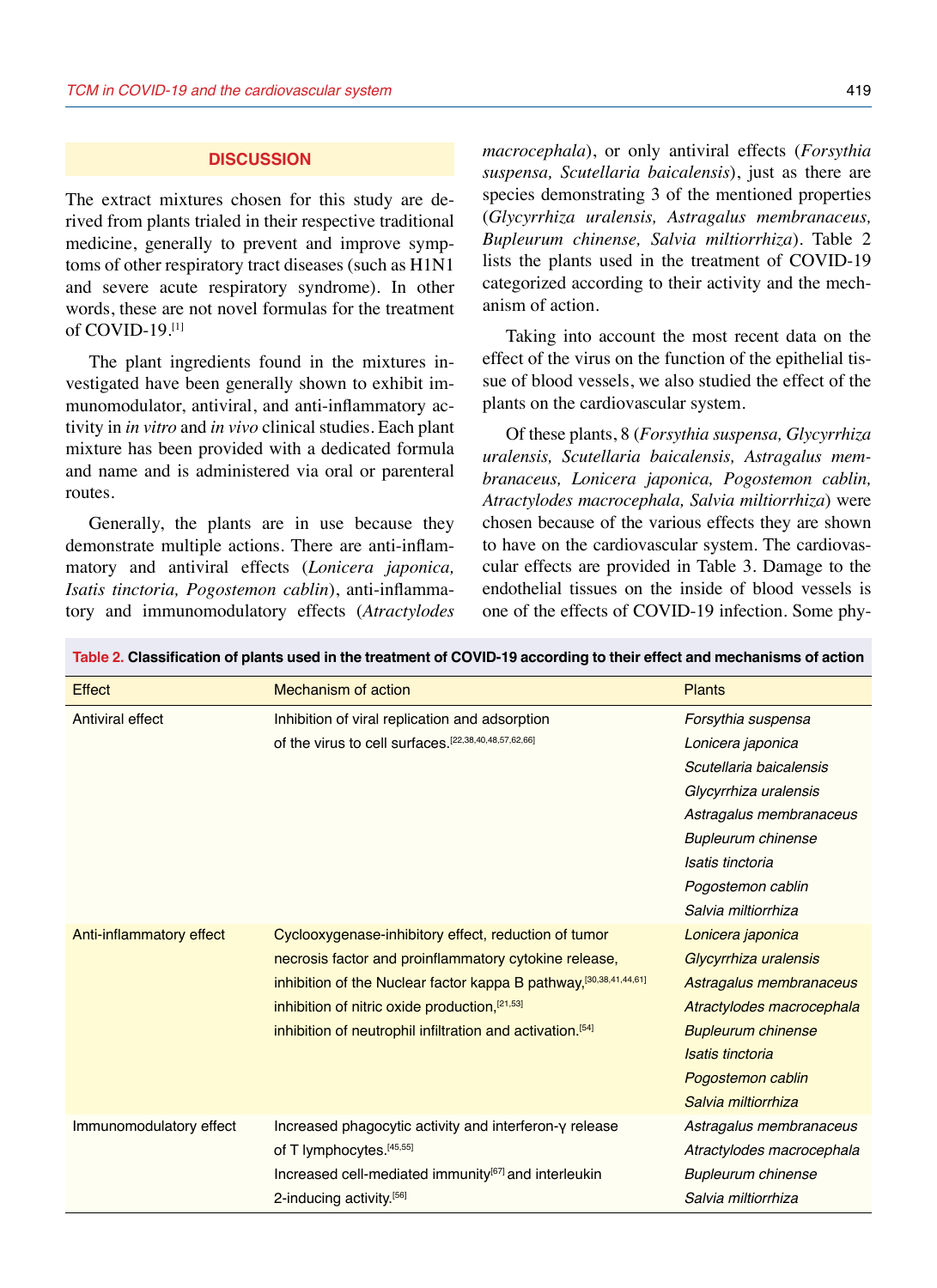## DISCUSSION

The extract mixtures chosen for this study are derived from plants trialed in their respective traditional medicine, generally to prevent and improve symptoms of other respiratory tract diseases (such as H1N1 and severe acute respiratory syndrome). In other words, these are not novel formulas for the treatment of COVID-19.[1]

The plant ingredients found in the mixtures investigated have been generally shown to exhibit immunomodulator, antiviral, and anti-inflammatory activity in *in vitro* and *in vivo* clinical studies. Each plant mixture has been provided with a dedicated formula and name and is administered via oral or parenteral routes.

Generally, the plants are in use because they demonstrate multiple actions. There are anti-inflammatory and antiviral effects (*Lonicera japonica, Isatis tinctoria, Pogostemon cablin*), anti-inflammatory and immunomodulatory effects (*Atractylodes macrocephala*), or only antiviral effects (*Forsythia suspensa, Scutellaria baicalensis*), just as there are species demonstrating 3 of the mentioned properties (*Glycyrrhiza uralensis, Astragalus membranaceus, Bupleurum chinense, Salvia miltiorrhiza*). Table 2 lists the plants used in the treatment of COVID-19 categorized according to their activity and the mechanism of action.

Taking into account the most recent data on the effect of the virus on the function of the epithelial tissue of blood vessels, we also studied the effect of the plants on the cardiovascular system.

Of these plants, 8 (*Forsythia suspensa, Glycyrrhiza uralensis, Scutellaria baicalensis, Astragalus membranaceus, Lonicera japonica, Pogostemon cablin, Atractylodes macrocephala, Salvia miltiorrhiza*) were chosen because of the various effects they are shown to have on the cardiovascular system. The cardiovascular effects are provided in Table 3. Damage to the endothelial tissues on the inside of blood vessels is one of the effects of COVID-19 infection. Some phy-

**Table 2. Classification of plants used in the treatment of COVID-19 according to their effect and mechanisms of action**

| Effect | Mechanism of action | Plants |
|---|---|---|
| Antiviral effect | Inhibition of viral replication and adsorption of the virus to cell surfaces.[22,38,40,48,57,62,66] | *Forsythia suspensa*<br>*Lonicera japonica*<br>*Scutellaria baicalensis*<br>*Glycyrrhiza uralensis*<br>*Astragalus membranaceus*<br>*Bupleurum chinense*<br>*Isatis tinctoria*<br>*Pogostemon cablin*<br>*Salvia miltiorrhiza* |
| Anti-inflammatory effect | Cyclooxygenase-inhibitory effect, reduction of tumor necrosis factor and proinflammatory cytokine release, inhibition of the Nuclear factor kappa B pathway,[30,38,41,44,61] inhibition of nitric oxide production,[21,53] inhibition of neutrophil infiltration and activation.[54] | *Lonicera japonica*<br>*Glycyrrhiza uralensis*<br>*Astragalus membranaceus*<br>*Atractylodes macrocephala*<br>*Bupleurum chinense*<br>*Isatis tinctoria*<br>*Pogostemon cablin*<br>*Salvia miltiorrhiza* |
| Immunomodulatory effect | Increased phagocytic activity and interferon-γ release of T lymphocytes.[45,55] Increased cell-mediated immunity[67] and interleukin 2-inducing activity.[56] | *Astragalus membranaceus*<br>*Atractylodes macrocephala*<br>*Bupleurum chinense*<br>*Salvia miltiorrhiza* |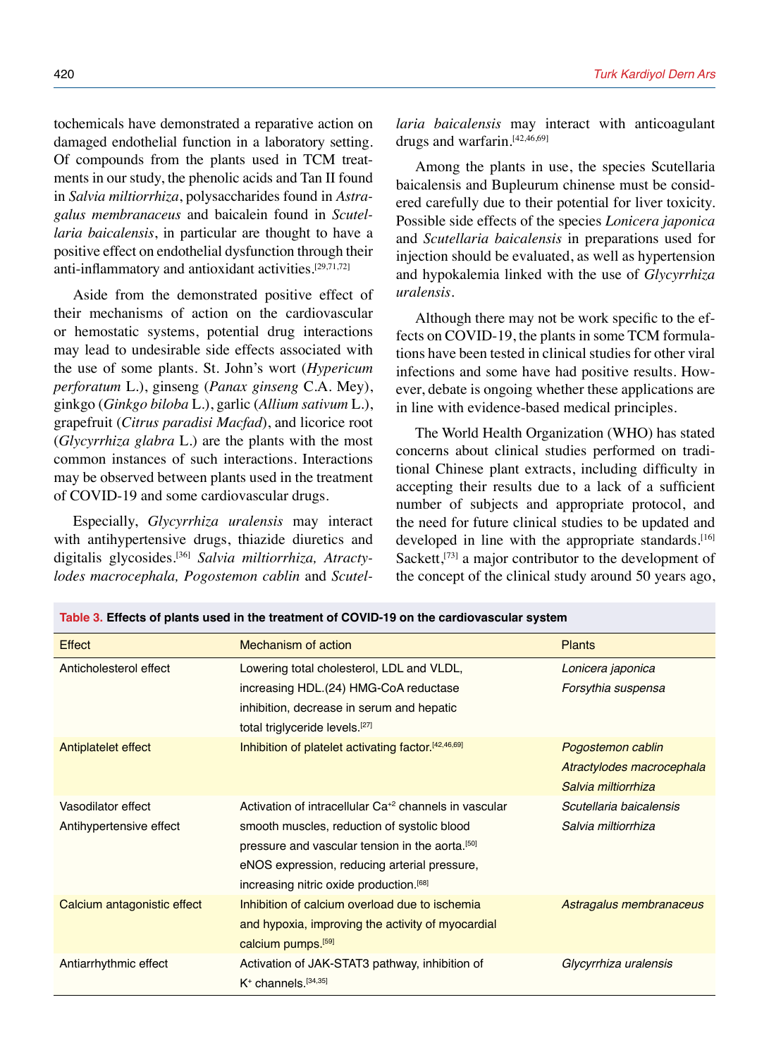tochemicals have demonstrated a reparative action on damaged endothelial function in a laboratory setting. Of compounds from the plants used in TCM treatments in our study, the phenolic acids and Tan II found in *Salvia miltiorrhiza*, polysaccharides found in *Astragalus membranaceus* and baicalein found in *Scutellaria baicalensis*, in particular are thought to have a positive effect on endothelial dysfunction through their anti-inflammatory and antioxidant activities.[29,71,72]

Aside from the demonstrated positive effect of their mechanisms of action on the cardiovascular or hemostatic systems, potential drug interactions may lead to undesirable side effects associated with the use of some plants. St. John's wort (*Hypericum perforatum* L.), ginseng (*Panax ginseng* C.A. Mey), ginkgo (*Ginkgo biloba* L.), garlic (*Allium sativum* L.), grapefruit (*Citrus paradisi Macfad*), and licorice root (*Glycyrrhiza glabra* L.) are the plants with the most common instances of such interactions. Interactions may be observed between plants used in the treatment of COVID-19 and some cardiovascular drugs.

Especially, *Glycyrrhiza uralensis* may interact with antihypertensive drugs, thiazide diuretics and digitalis glycosides.[36] *Salvia miltiorrhiza, Atractylodes macrocephala, Pogostemon cablin* and *Scutellaria baicalensis* may interact with anticoagulant drugs and warfarin.[42,46,69]

Among the plants in use, the species Scutellaria baicalensis and Bupleurum chinense must be considered carefully due to their potential for liver toxicity. Possible side effects of the species *Lonicera japonica* and *Scutellaria baicalensis* in preparations used for injection should be evaluated, as well as hypertension and hypokalemia linked with the use of *Glycyrrhiza uralensis*.

Although there may not be work specific to the effects on COVID-19, the plants in some TCM formulations have been tested in clinical studies for other viral infections and some have had positive results. However, debate is ongoing whether these applications are in line with evidence-based medical principles.

The World Health Organization (WHO) has stated concerns about clinical studies performed on traditional Chinese plant extracts, including difficulty in accepting their results due to a lack of a sufficient number of subjects and appropriate protocol, and the need for future clinical studies to be updated and developed in line with the appropriate standards.[16] Sackett,[73] a major contributor to the development of the concept of the clinical study around 50 years ago,

**Table 3. Effects of plants used in the treatment of COVID-19 on the cardiovascular system**

| Effect | Mechanism of action | Plants |
|---|---|---|
| Anticholesterol effect | Lowering total cholesterol, LDL and VLDL, increasing HDL.(24) HMG-CoA reductase inhibition, decrease in serum and hepatic total triglyceride levels.[27] | *Lonicera japonica*<br>*Forsythia suspensa* |
| Antiplatelet effect | Inhibition of platelet activating factor.[42,46,69] | *Pogostemon cablin*<br>*Atractylodes macrocephala*<br>*Salvia miltiorrhiza* |
| Vasodilator effect<br>Antihypertensive effect | Activation of intracellular $Ca^{+2}$ channels in vascular smooth muscles, reduction of systolic blood pressure and vascular tension in the aorta.[50]<br>eNOS expression, reducing arterial pressure, increasing nitric oxide production.[68] | *Scutellaria baicalensis*<br>*Salvia miltiorrhiza* |
| Calcium antagonistic effect | Inhibition of calcium overload due to ischemia and hypoxia, improving the activity of myocardial calcium pumps.[59] | *Astragalus membranaceus* |
| Antiarrhythmic effect | Activation of JAK-STAT3 pathway, inhibition of $K^{+}$ channels.[34,35] | *Glycyrrhiza uralensis* |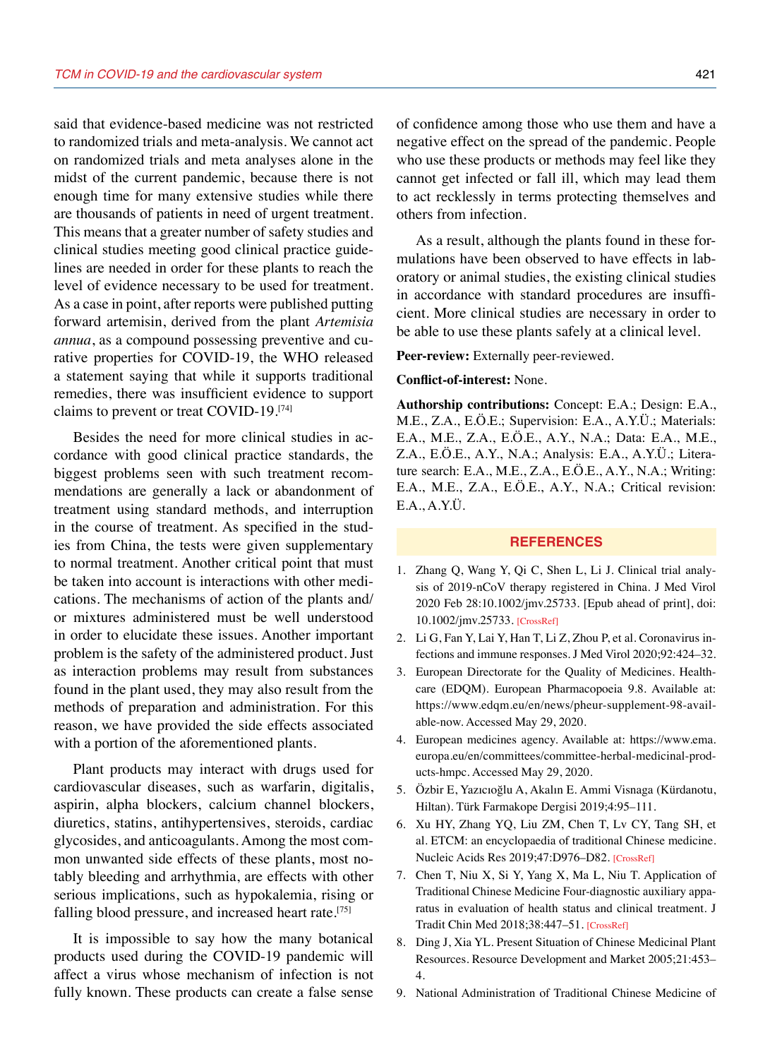said that evidence-based medicine was not restricted to randomized trials and meta-analysis. We cannot act on randomized trials and meta analyses alone in the midst of the current pandemic, because there is not enough time for many extensive studies while there are thousands of patients in need of urgent treatment. This means that a greater number of safety studies and clinical studies meeting good clinical practice guidelines are needed in order for these plants to reach the level of evidence necessary to be used for treatment. As a case in point, after reports were published putting forward artemisin, derived from the plant *Artemisia annua*, as a compound possessing preventive and curative properties for COVID-19, the WHO released a statement saying that while it supports traditional remedies, there was insufficient evidence to support claims to prevent or treat COVID-19.[74]

Besides the need for more clinical studies in accordance with good clinical practice standards, the biggest problems seen with such treatment recommendations are generally a lack or abandonment of treatment using standard methods, and interruption in the course of treatment. As specified in the studies from China, the tests were given supplementary to normal treatment. Another critical point that must be taken into account is interactions with other medications. The mechanisms of action of the plants and/or mixtures administered must be well understood in order to elucidate these issues. Another important problem is the safety of the administered product. Just as interaction problems may result from substances found in the plant used, they may also result from the methods of preparation and administration. For this reason, we have provided the side effects associated with a portion of the aforementioned plants.

Plant products may interact with drugs used for cardiovascular diseases, such as warfarin, digitalis, aspirin, alpha blockers, calcium channel blockers, diuretics, statins, antihypertensives, steroids, cardiac glycosides, and anticoagulants. Among the most common unwanted side effects of these plants, most notably bleeding and arrhythmia, are effects with other serious implications, such as hypokalemia, rising or falling blood pressure, and increased heart rate.[75]

It is impossible to say how the many botanical products used during the COVID-19 pandemic will affect a virus whose mechanism of infection is not fully known. These products can create a false sense of confidence among those who use them and have a negative effect on the spread of the pandemic. People who use these products or methods may feel like they cannot get infected or fall ill, which may lead them to act recklessly in terms protecting themselves and others from infection.

As a result, although the plants found in these formulations have been observed to have effects in laboratory or animal studies, the existing clinical studies in accordance with standard procedures are insufficient. More clinical studies are necessary in order to be able to use these plants safely at a clinical level.

**Peer-review:** Externally peer-reviewed.

**Conflict-of-interest:** None.

**Authorship contributions:** Concept: E.A.; Design: E.A., M.E., Z.A., E.Ö.E.; Supervision: E.A., A.Y.Ü.; Materials: E.A., M.E., Z.A., E.Ö.E., A.Y., N.A.; Data: E.A., M.E., Z.A., E.Ö.E., A.Y., N.A.; Analysis: E.A., A.Y.Ü.; Literature search: E.A., M.E., Z.A., E.Ö.E., A.Y., N.A.; Writing: E.A., M.E., Z.A., E.Ö.E., A.Y., N.A.; Critical revision: E.A., A.Y.Ü.

## REFERENCES

1. Zhang Q, Wang Y, Qi C, Shen L, Li J. Clinical trial analysis of 2019-nCoV therapy registered in China. J Med Virol 2020 Feb 28:10.1002/jmv.25733. [Epub ahead of print], doi: 10.1002/jmv.25733. [CrossRef]
2. Li G, Fan Y, Lai Y, Han T, Li Z, Zhou P, et al. Coronavirus infections and immune responses. J Med Virol 2020;92:424–32.
3. European Directorate for the Quality of Medicines. Healthcare (EDQM). European Pharmacopoeia 9.8. Available at: https://www.edqm.eu/en/news/pheur-supplement-98-available-now. Accessed May 29, 2020.
4. European medicines agency. Available at: https://www.ema.europa.eu/en/committees/committee-herbal-medicinal-products-hmpc. Accessed May 29, 2020.
5. Özbir E, Yazıcıoğlu A, Akalın E. Ammi Visnaga (Kürdanotu, Hiltan). Türk Farmakope Dergisi 2019;4:95–111.
6. Xu HY, Zhang YQ, Liu ZM, Chen T, Lv CY, Tang SH, et al. ETCM: an encyclopaedia of traditional Chinese medicine. Nucleic Acids Res 2019;47:D976–D82. [CrossRef]
7. Chen T, Niu X, Si Y, Yang X, Ma L, Niu T. Application of Traditional Chinese Medicine Four-diagnostic auxiliary apparatus in evaluation of health status and clinical treatment. J Tradit Chin Med 2018;38:447–51. [CrossRef]
8. Ding J, Xia YL. Present Situation of Chinese Medicinal Plant Resources. Resource Development and Market 2005;21:453–4.
9. National Administration of Traditional Chinese Medicine of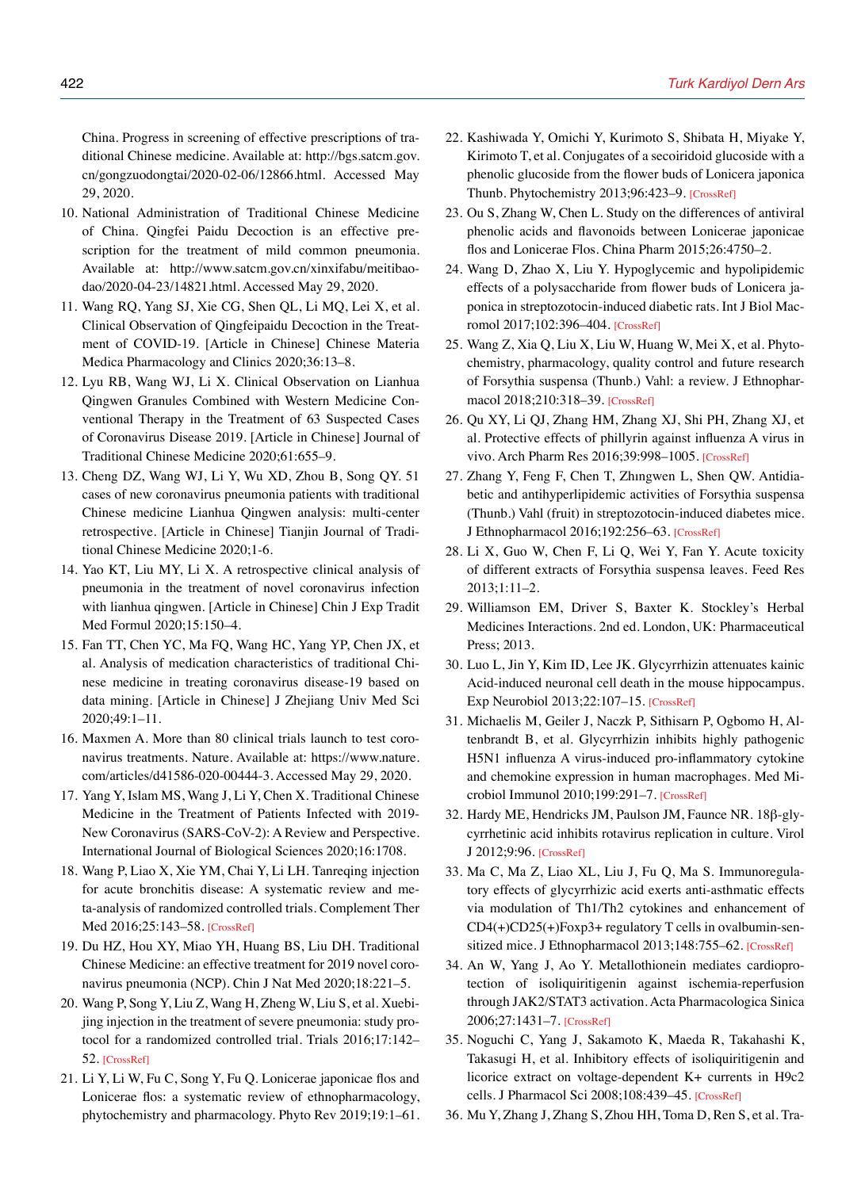China. Progress in screening of effective prescriptions of traditional Chinese medicine. Available at: http://bgs.satcm.gov.cn/gongzuodongtai/2020-02-06/12866.html. Accessed May 29, 2020.

10. National Administration of Traditional Chinese Medicine of China. Qingfei Paidu Decoction is an effective prescription for the treatment of mild common pneumonia. Available at: http://www.satcm.gov.cn/xinxifabu/meitibaodao/2020-04-23/14821.html. Accessed May 29, 2020.
11. Wang RQ, Yang SJ, Xie CG, Shen QL, Li MQ, Lei X, et al. Clinical Observation of Qingfeipaidu Decoction in the Treatment of COVID-19. [Article in Chinese] Chinese Materia Medica Pharmacology and Clinics 2020;36:13–8.
12. Lyu RB, Wang WJ, Li X. Clinical Observation on Lianhua Qingwen Granules Combined with Western Medicine Conventional Therapy in the Treatment of 63 Suspected Cases of Coronavirus Disease 2019. [Article in Chinese] Journal of Traditional Chinese Medicine 2020;61:655–9.
13. Cheng DZ, Wang WJ, Li Y, Wu XD, Zhou B, Song QY. 51 cases of new coronavirus pneumonia patients with traditional Chinese medicine Lianhua Qingwen analysis: multi-center retrospective. [Article in Chinese] Tianjin Journal of Traditional Chinese Medicine 2020;1-6.
14. Yao KT, Liu MY, Li X. A retrospective clinical analysis of pneumonia in the treatment of novel coronavirus infection with lianhua qingwen. [Article in Chinese] Chin J Exp Tradit Med Formul 2020;15:150–4.
15. Fan TT, Chen YC, Ma FQ, Wang HC, Yang YP, Chen JX, et al. Analysis of medication characteristics of traditional Chinese medicine in treating coronavirus disease-19 based on data mining. [Article in Chinese] J Zhejiang Univ Med Sci 2020;49:1–11.
16. Maxmen A. More than 80 clinical trials launch to test coronavirus treatments. Nature. Available at: https://www.nature.com/articles/d41586-020-00444-3. Accessed May 29, 2020.
17. Yang Y, Islam MS, Wang J, Li Y, Chen X. Traditional Chinese Medicine in the Treatment of Patients Infected with 2019-New Coronavirus (SARS-CoV-2): A Review and Perspective. International Journal of Biological Sciences 2020;16:1708.
18. Wang P, Liao X, Xie YM, Chai Y, Li LH. Tanreqing injection for acute bronchitis disease: A systematic review and meta-analysis of randomized controlled trials. Complement Ther Med 2016;25:143–58. [CrossRef]
19. Du HZ, Hou XY, Miao YH, Huang BS, Liu DH. Traditional Chinese Medicine: an effective treatment for 2019 novel coronavirus pneumonia (NCP). Chin J Nat Med 2020;18:221–5.
20. Wang P, Song Y, Liu Z, Wang H, Zheng W, Liu S, et al. Xuebijing injection in the treatment of severe pneumonia: study protocol for a randomized controlled trial. Trials 2016;17:142–52. [CrossRef]
21. Li Y, Li W, Fu C, Song Y, Fu Q. Lonicerae japonicae flos and Lonicerae flos: a systematic review of ethnopharmacology, phytochemistry and pharmacology. Phyto Rev 2019;19:1–61.
22. Kashiwada Y, Omichi Y, Kurimoto S, Shibata H, Miyake Y, Kirimoto T, et al. Conjugates of a secoiridoid glucoside with a phenolic glucoside from the flower buds of Lonicera japonica Thunb. Phytochemistry 2013;96:423–9. [CrossRef]
23. Ou S, Zhang W, Chen L. Study on the differences of antiviral phenolic acids and flavonoids between Lonicerae japonicae flos and Lonicerae Flos. China Pharm 2015;26:4750–2.
24. Wang D, Zhao X, Liu Y. Hypoglycemic and hypolipidemic effects of a polysaccharide from flower buds of Lonicera japonica in streptozotocin-induced diabetic rats. Int J Biol Macromol 2017;102:396–404. [CrossRef]
25. Wang Z, Xia Q, Liu X, Liu W, Huang W, Mei X, et al. Phytochemistry, pharmacology, quality control and future research of Forsythia suspensa (Thunb.) Vahl: a review. J Ethnopharmacol 2018;210:318–39. [CrossRef]
26. Qu XY, Li QJ, Zhang HM, Zhang XJ, Shi PH, Zhang XJ, et al. Protective effects of phillyrin against influenza A virus in vivo. Arch Pharm Res 2016;39:998–1005. [CrossRef]
27. Zhang Y, Feng F, Chen T, Zhıngwen L, Shen QW. Antidiabetic and antihyperlipidemic activities of Forsythia suspensa (Thunb.) Vahl (fruit) in streptozotocin-induced diabetes mice. J Ethnopharmacol 2016;192:256–63. [CrossRef]
28. Li X, Guo W, Chen F, Li Q, Wei Y, Fan Y. Acute toxicity of different extracts of Forsythia suspensa leaves. Feed Res 2013;1:11–2.
29. Williamson EM, Driver S, Baxter K. Stockley's Herbal Medicines Interactions. 2nd ed. London, UK: Pharmaceutical Press; 2013.
30. Luo L, Jin Y, Kim ID, Lee JK. Glycyrrhizin attenuates kainic Acid-induced neuronal cell death in the mouse hippocampus. Exp Neurobiol 2013;22:107–15. [CrossRef]
31. Michaelis M, Geiler J, Naczk P, Sithisarn P, Ogbomo H, Altenbrandt B, et al. Glycyrrhizin inhibits highly pathogenic H5N1 influenza A virus-induced pro-inflammatory cytokine and chemokine expression in human macrophages. Med Microbiol Immunol 2010;199:291–7. [CrossRef]
32. Hardy ME, Hendricks JM, Paulson JM, Faunce NR. 18β-glycyrrhetinic acid inhibits rotavirus replication in culture. Virol J 2012;9:96. [CrossRef]
33. Ma C, Ma Z, Liao XL, Liu J, Fu Q, Ma S. Immunoregulatory effects of glycyrrhizic acid exerts anti-asthmatic effects via modulation of Th1/Th2 cytokines and enhancement of CD4(+)CD25(+)Foxp3+ regulatory T cells in ovalbumin-sensitized mice. J Ethnopharmacol 2013;148:755–62. [CrossRef]
34. An W, Yang J, Ao Y. Metallothionein mediates cardioprotection of isoliquiritigenin against ischemia-reperfusion through JAK2/STAT3 activation. Acta Pharmacologica Sinica 2006;27:1431–7. [CrossRef]
35. Noguchi C, Yang J, Sakamoto K, Maeda R, Takahashi K, Takasugi H, et al. Inhibitory effects of isoliquiritigenin and licorice extract on voltage-dependent K+ currents in H9c2 cells. J Pharmacol Sci 2008;108:439–45. [CrossRef]
36. Mu Y, Zhang J, Zhang S, Zhou HH, Toma D, Ren S, et al. Tra-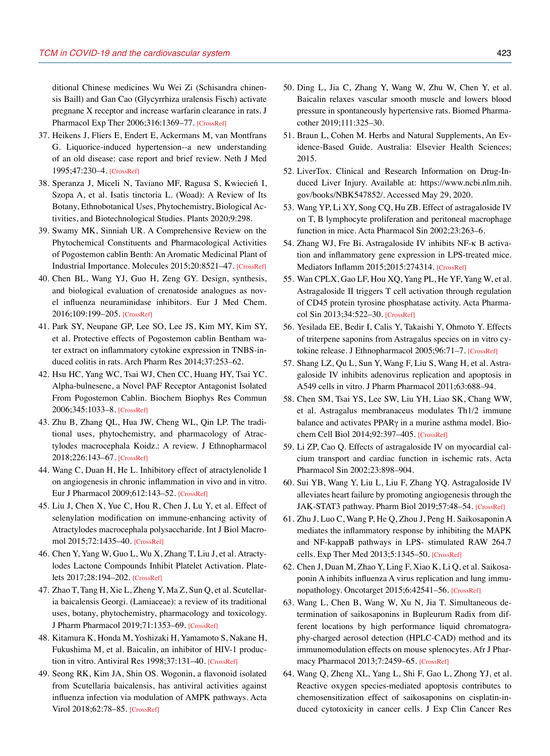ditional Chinese medicines Wu Wei Zi (Schisandra chinensis Baill) and Gan Cao (Glycyrrhiza uralensis Fisch) activate pregnane X receptor and increase warfarin clearance in rats. J Pharmacol Exp Ther 2006;316:1369–77. [CrossRef]

37. Heikens J, Fliers E, Endert E, Ackermans M, van Montfrans G. Liquorice-induced hypertension--a new understanding of an old disease: case report and brief review. Neth J Med 1995;47:230–4. [CrossRef]
38. Speranza J, Miceli N, Taviano MF, Ragusa S, Kwiecień I, Szopa A, et al. Isatis tinctoria L. (Woad): A Review of Its Botany, Ethnobotanical Uses, Phytochemistry, Biological Activities, and Biotechnological Studies. Plants 2020;9:298.
39. Swamy MK, Sinniah UR. A Comprehensive Review on the Phytochemical Constituents and Pharmacological Activities of Pogostemon cablin Benth: An Aromatic Medicinal Plant of Industrial Importance. Molecules 2015;20:8521–47. [CrossRef]
40. Chen BL, Wang YJ, Guo H, Zeng GY. Design, synthesis, and biological evaluation of crenatoside analogues as novel influenza neuraminidase inhibitors. Eur J Med Chem. 2016;109:199–205. [CrossRef]
41. Park SY, Neupane GP, Lee SO, Lee JS, Kim MY, Kim SY, et al. Protective effects of Pogostemon cablin Bentham water extract on inflammatory cytokine expression in TNBS-induced colitis in rats. Arch Pharm Res 2014;37:253–62.
42. Hsu HC, Yang WC, Tsai WJ, Chen CC, Huang HY, Tsai YC. Alpha-bulnesene, a Novel PAF Receptor Antagonist Isolated From Pogostemon Cablin. Biochem Biophys Res Commun 2006;345:1033–8. [CrossRef]
43. Zhu B, Zhang QL, Hua JW, Cheng WL, Qin LP. The traditional uses, phytochemistry, and pharmacology of Atractylodes macrocephala Koidz.: A review. J Ethnopharmacol 2018;226:143–67. [CrossRef]
44. Wang C, Duan H, He L. Inhibitory effect of atractylenolide I on angiogenesis in chronic inflammation in vivo and in vitro. Eur J Pharmacol 2009;612:143–52. [CrossRef]
45. Liu J, Chen X, Yue C, Hou R, Chen J, Lu Y, et al. Effect of selenylation modification on immune-enhancing activity of Atractylodes macrocephala polysaccharide. Int J Biol Macromol 2015;72:1435–40. [CrossRef]
46. Chen Y, Yang W, Guo L, Wu X, Zhang T, Liu J, et al. Atractylodes Lactone Compounds Inhibit Platelet Activation. Platelets 2017;28:194–202. [CrossRef]
47. Zhao T, Tang H, Xie L, Zheng Y, Ma Z, Sun Q, et al. Scutellaria baicalensis Georgi. (Lamiaceae): a review of its traditional uses, botany, phytochemistry, pharmacology and toxicology. J Pharm Pharmacol 2019;71:1353–69. [CrossRef]
48. Kitamura K, Honda M, Yoshizaki H, Yamamoto S, Nakane H, Fukushima M, et al. Baicalin, an inhibitor of HIV-1 production in vitro. Antiviral Res 1998;37:131–40. [CrossRef]
49. Seong RK, Kim JA, Shin OS. Wogonin, a flavonoid isolated from Scutellaria baicalensis, has antiviral activities against influenza infection via modulation of AMPK pathways. Acta Virol 2018;62:78–85. [CrossRef]
50. Ding L, Jia C, Zhang Y, Wang W, Zhu W, Chen Y, et al. Baicalin relaxes vascular smooth muscle and lowers blood pressure in spontaneously hypertensive rats. Biomed Pharmacother 2019;111:325–30.
51. Braun L, Cohen M. Herbs and Natural Supplements, An Evidence-Based Guide. Australia: Elsevier Health Sciences; 2015.
52. LiverTox. Clinical and Research Information on Drug-Induced Liver Injury. Available at: https://www.ncbi.nlm.nih.gov/books/NBK547852/. Accessed May 29, 2020.
53. Wang YP, Li XY, Song CQ, Hu ZB. Effect of astragaloside IV on T, B lymphocyte proliferation and peritoneal macrophage function in mice. Acta Pharmacol Sin 2002;23:263–6.
54. Zhang WJ, Fre Bi. Astragaloside IV inhibits NF-κ B activation and inflammatory gene expression in LPS-treated mice. Mediators Inflamm 2015;2015:274314. [CrossRef]
55. Wan CPLX, Gao LF, Hou XQ, Yang PL, He YF, Yang W, et al. Astragaloside II triggers T cell activation through regulation of CD45 protein tyrosine phosphatase activity. Acta Pharmacol Sin 2013;34:522–30. [CrossRef]
56. Yesilada EE, Bedir I, Calis Y, Takaishi Y, Ohmoto Y. Effects of triterpene saponins from Astragalus species on in vitro cytokine release. J Ethnopharmacol 2005;96:71–7. [CrossRef]
57. Shang LZ, Qu L, Sun Y, Wang F, Liu S, Wang H, et al. Astragaloside IV inhibits adenovirus replication and apoptosis in A549 cells in vitro. J Pharm Pharmacol 2011;63:688–94.
58. Chen SM, Tsai YS, Lee SW, Liu YH, Liao SK, Chang WW, et al. Astragalus membranaceus modulates Th1/2 immune balance and activates PPARγ in a murine asthma model. Biochem Cell Biol 2014;92:397–405. [CrossRef]
59. Li ZP, Cao Q. Effects of astragaloside IV on myocardial calcium transport and cardiac function in ischemic rats. Acta Pharmacol Sin 2002;23:898–904.
60. Sui YB, Wang Y, Liu L, Liu F, Zhang YQ. Astragaloside IV alleviates heart failure by promoting angiogenesis through the JAK-STAT3 pathway. Pharm Biol 2019;57:48–54. [CrossRef]
61. Zhu J, Luo C, Wang P, He Q, Zhou J, Peng H. Saikosaponin A mediates the inflammatory response by inhibiting the MAPK and NF-kappaB pathways in LPS- stimulated RAW 264.7 cells. Exp Ther Med 2013;5:1345–50. [CrossRef]
62. Chen J, Duan M, Zhao Y, Ling F, Xiao K, Li Q, et al. Saikosaponin A inhibits influenza A virus replication and lung immunopathology. Oncotarget 2015;6:42541–56. [CrossRef]
63. Wang L, Chen B, Wang W, Xu N, Jia T. Simultaneous determination of saikosaponins in Bupleurum Radix from different locations by high performance liquid chromatography-charged aerosol detection (HPLC-CAD) method and its immunomodulation effects on mouse splenocytes. Afr J Pharmacy Pharmacol 2013;7:2459–65. [CrossRef]
64. Wang Q, Zheng XL, Yang L, Shi F, Gao L, Zhong YJ, et al. Reactive oxygen species-mediated apoptosis contributes to chemosensitization effect of saikosaponins on cisplatin-induced cytotoxicity in cancer cells. J Exp Clin Cancer Res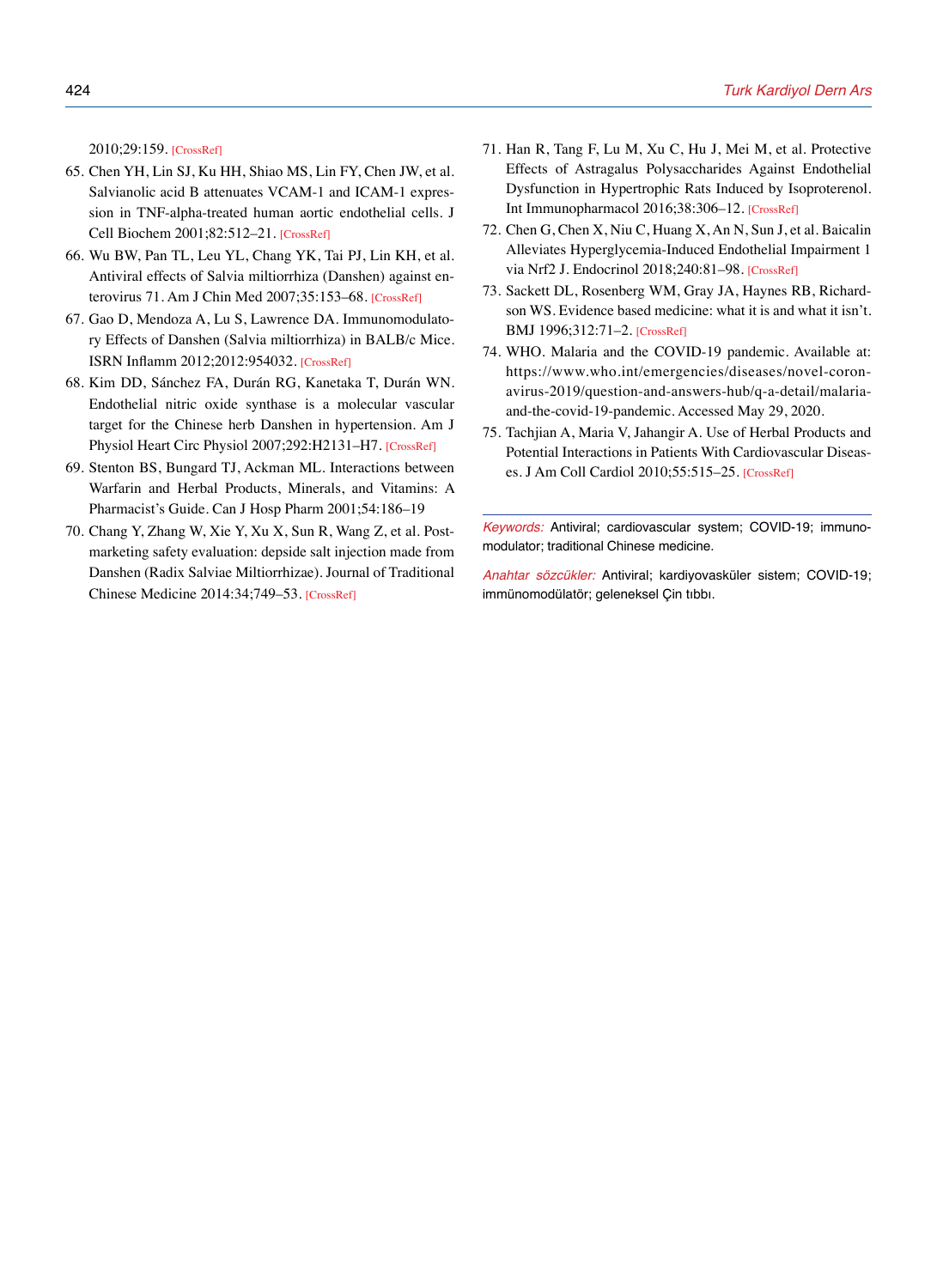2010;29:159. [CrossRef]

65. Chen YH, Lin SJ, Ku HH, Shiao MS, Lin FY, Chen JW, et al. Salvianolic acid B attenuates VCAM-1 and ICAM-1 expression in TNF-alpha-treated human aortic endothelial cells. J Cell Biochem 2001;82:512–21. [CrossRef]
66. Wu BW, Pan TL, Leu YL, Chang YK, Tai PJ, Lin KH, et al. Antiviral effects of Salvia miltiorrhiza (Danshen) against enterovirus 71. Am J Chin Med 2007;35:153–68. [CrossRef]
67. Gao D, Mendoza A, Lu S, Lawrence DA. Immunomodulatory Effects of Danshen (Salvia miltiorrhiza) in BALB/c Mice. ISRN Inflamm 2012;2012:954032. [CrossRef]
68. Kim DD, Sánchez FA, Durán RG, Kanetaka T, Durán WN. Endothelial nitric oxide synthase is a molecular vascular target for the Chinese herb Danshen in hypertension. Am J Physiol Heart Circ Physiol 2007;292:H2131–H7. [CrossRef]
69. Stenton BS, Bungard TJ, Ackman ML. Interactions between Warfarin and Herbal Products, Minerals, and Vitamins: A Pharmacist's Guide. Can J Hosp Pharm 2001;54:186–19
70. Chang Y, Zhang W, Xie Y, Xu X, Sun R, Wang Z, et al. Postmarketing safety evaluation: depside salt injection made from Danshen (Radix Salviae Miltiorrhizae). Journal of Traditional Chinese Medicine 2014:34;749–53. [CrossRef]
71. Han R, Tang F, Lu M, Xu C, Hu J, Mei M, et al. Protective Effects of Astragalus Polysaccharides Against Endothelial Dysfunction in Hypertrophic Rats Induced by Isoproterenol. Int Immunopharmacol 2016;38:306–12. [CrossRef]
72. Chen G, Chen X, Niu C, Huang X, An N, Sun J, et al. Baicalin Alleviates Hyperglycemia-Induced Endothelial Impairment 1 via Nrf2 J. Endocrinol 2018;240:81–98. [CrossRef]
73. Sackett DL, Rosenberg WM, Gray JA, Haynes RB, Richardson WS. Evidence based medicine: what it is and what it isn't. BMJ 1996;312:71–2. [CrossRef]
74. WHO. Malaria and the COVID-19 pandemic. Available at: https://www.who.int/emergencies/diseases/novel-coronavirus-2019/question-and-answers-hub/q-a-detail/malaria-and-the-covid-19-pandemic. Accessed May 29, 2020.
75. Tachjian A, Maria V, Jahangir A. Use of Herbal Products and Potential Interactions in Patients With Cardiovascular Diseases. J Am Coll Cardiol 2010;55:515–25. [CrossRef]

*Keywords:* Antiviral; cardiovascular system; COVID-19; immunomodulator; traditional Chinese medicine.

*Anahtar sözcükler:* Antiviral; kardiyovasküler sistem; COVID-19; immünomodülatör; geleneksel Çin tıbbı.